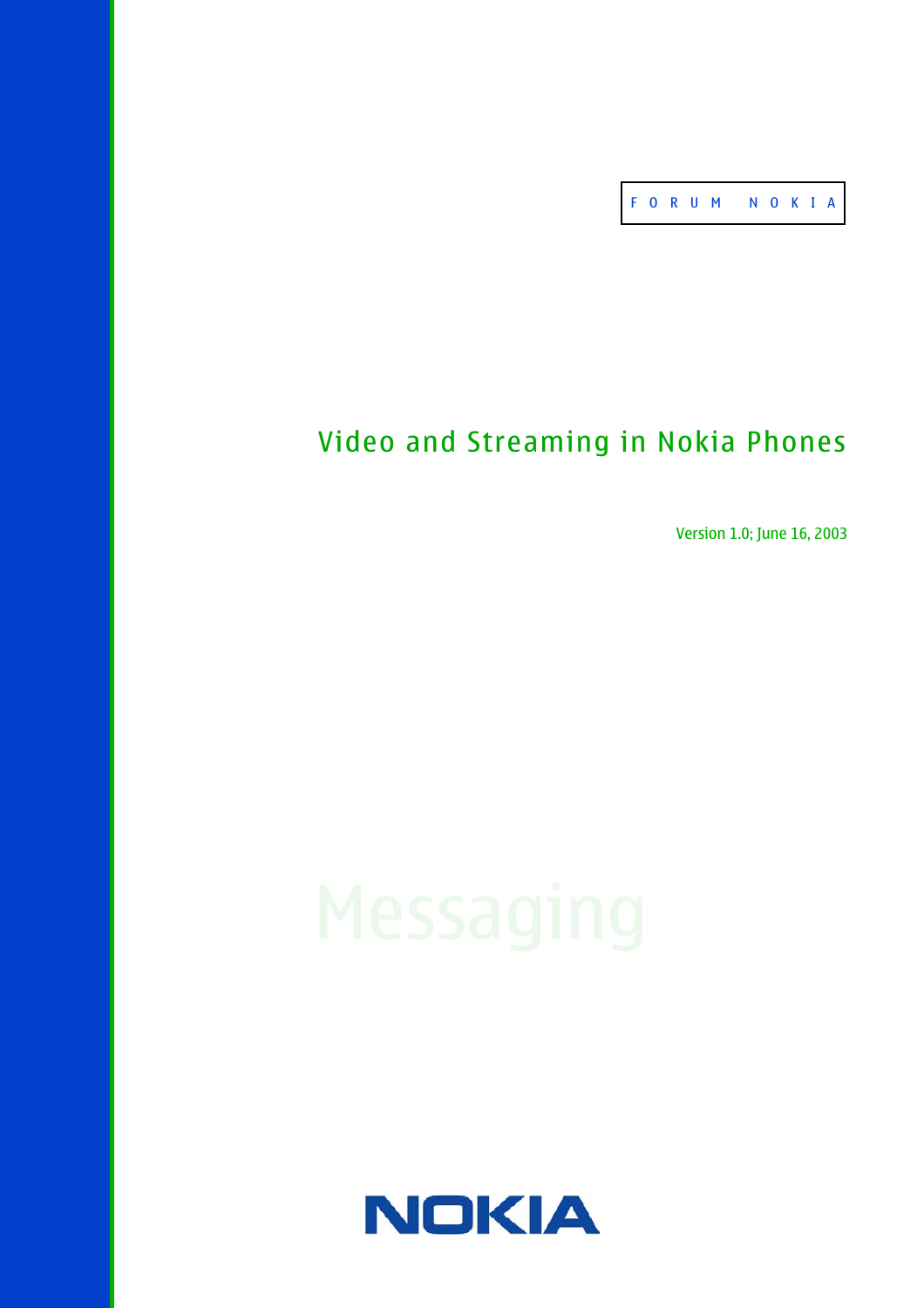F O R U M   N O K I A

# Video and Streaming in Nokia Phones

Version 1.0; June 16, 2003

Messaging

NOKIA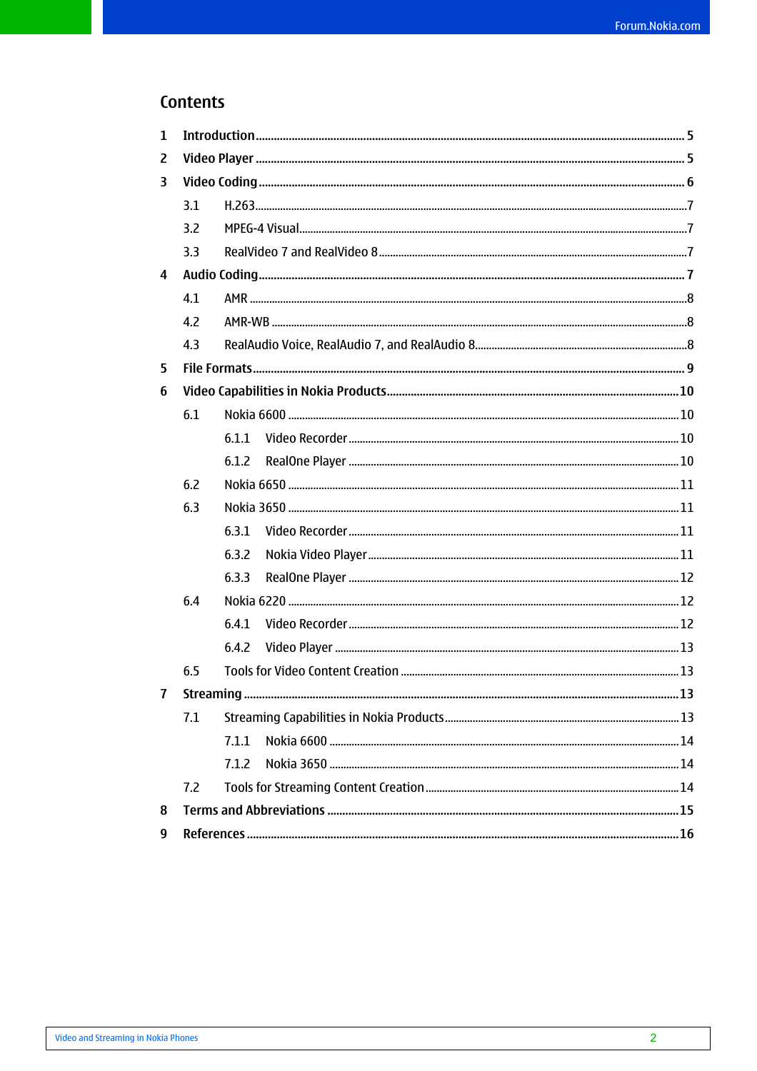# Contents

1 Introduction .......... 5
2 Video Player .......... 5
3 Video Coding .......... 6
  3.1 H.263 .......... 7
  3.2 MPEG-4 Visual .......... 7
  3.3 RealVideo 7 and RealVideo 8 .......... 7
4 Audio Coding .......... 7
  4.1 AMR .......... 8
  4.2 AMR-WB .......... 8
  4.3 RealAudio Voice, RealAudio 7, and RealAudio 8 .......... 8
5 File Formats .......... 9
6 Video Capabilities in Nokia Products .......... 10
  6.1 Nokia 6600 .......... 10
    6.1.1 Video Recorder .......... 10
    6.1.2 RealOne Player .......... 10
  6.2 Nokia 6650 .......... 11
  6.3 Nokia 3650 .......... 11
    6.3.1 Video Recorder .......... 11
    6.3.2 Nokia Video Player .......... 11
    6.3.3 RealOne Player .......... 12
  6.4 Nokia 6220 .......... 12
    6.4.1 Video Recorder .......... 12
    6.4.2 Video Player .......... 13
  6.5 Tools for Video Content Creation .......... 13
7 Streaming .......... 13
  7.1 Streaming Capabilities in Nokia Products .......... 13
    7.1.1 Nokia 6600 .......... 14
    7.1.2 Nokia 3650 .......... 14
  7.2 Tools for Streaming Content Creation .......... 14
8 Terms and Abbreviations .......... 15
9 References .......... 16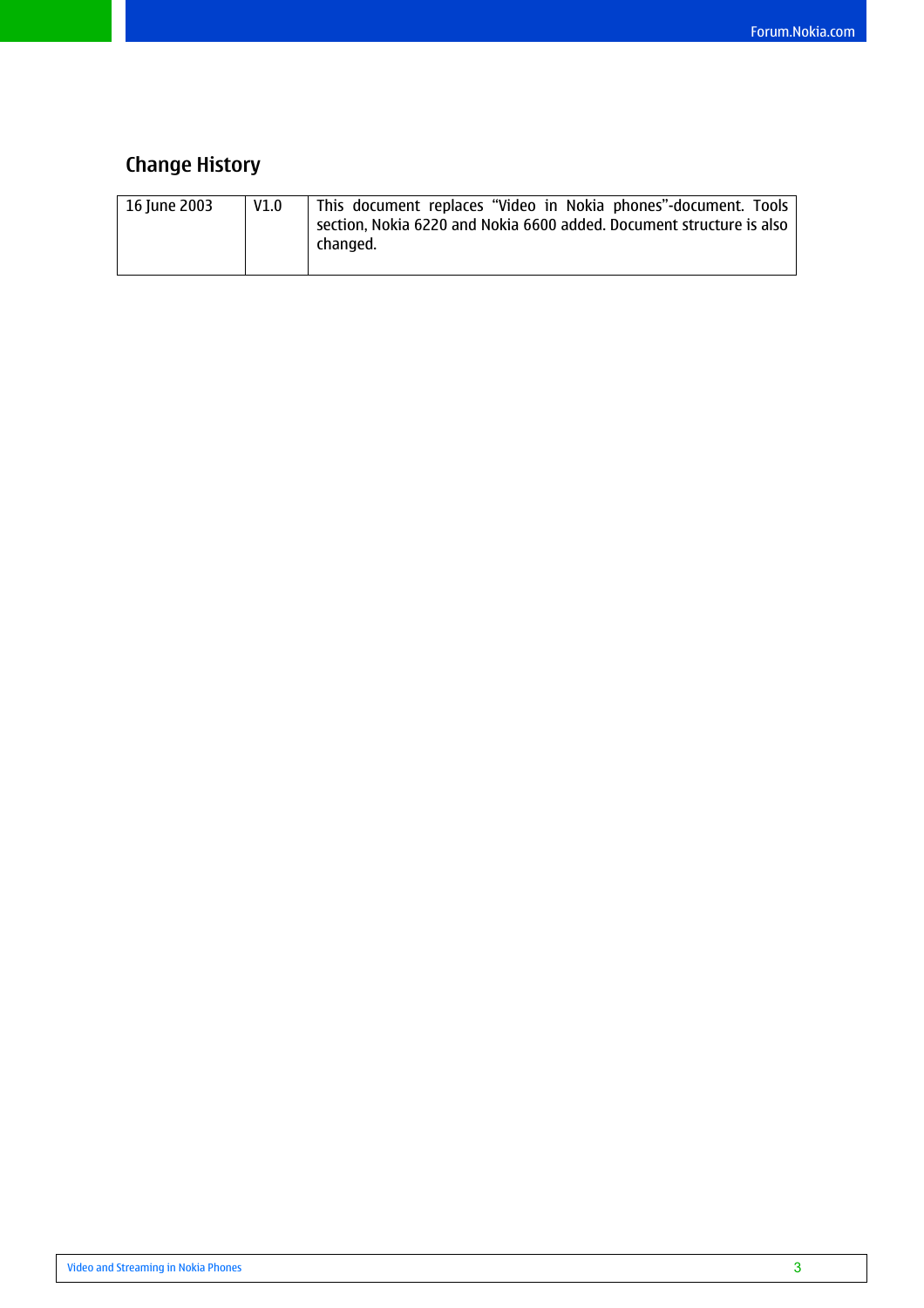## Change History

| | | |
|---|---|---|
| 16 June 2003 | V1.0 | This document replaces "Video in Nokia phones"-document. Tools section, Nokia 6220 and Nokia 6600 added. Document structure is also changed. |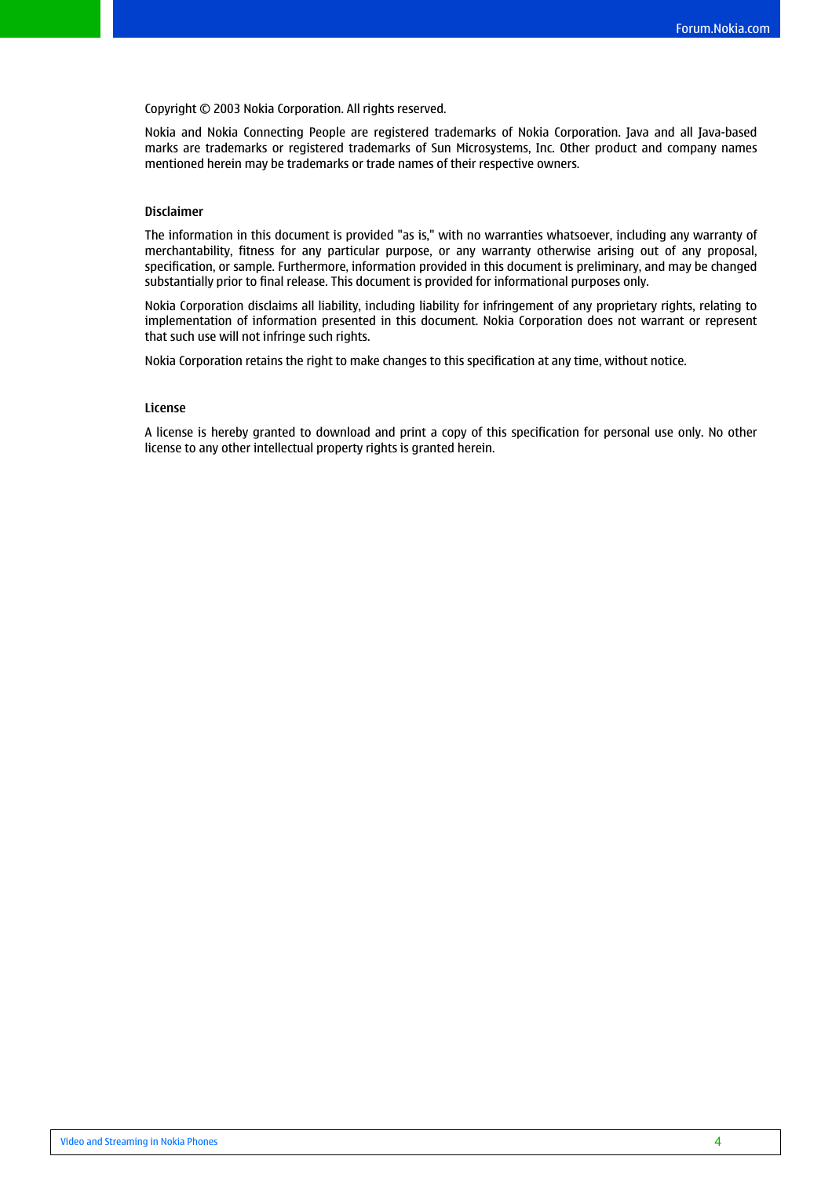Copyright © 2003 Nokia Corporation. All rights reserved.

Nokia and Nokia Connecting People are registered trademarks of Nokia Corporation. Java and all Java-based marks are trademarks or registered trademarks of Sun Microsystems, Inc. Other product and company names mentioned herein may be trademarks or trade names of their respective owners.

### Disclaimer

The information in this document is provided "as is," with no warranties whatsoever, including any warranty of merchantability, fitness for any particular purpose, or any warranty otherwise arising out of any proposal, specification, or sample. Furthermore, information provided in this document is preliminary, and may be changed substantially prior to final release. This document is provided for informational purposes only.

Nokia Corporation disclaims all liability, including liability for infringement of any proprietary rights, relating to implementation of information presented in this document. Nokia Corporation does not warrant or represent that such use will not infringe such rights.

Nokia Corporation retains the right to make changes to this specification at any time, without notice.

### License

A license is hereby granted to download and print a copy of this specification for personal use only. No other license to any other intellectual property rights is granted herein.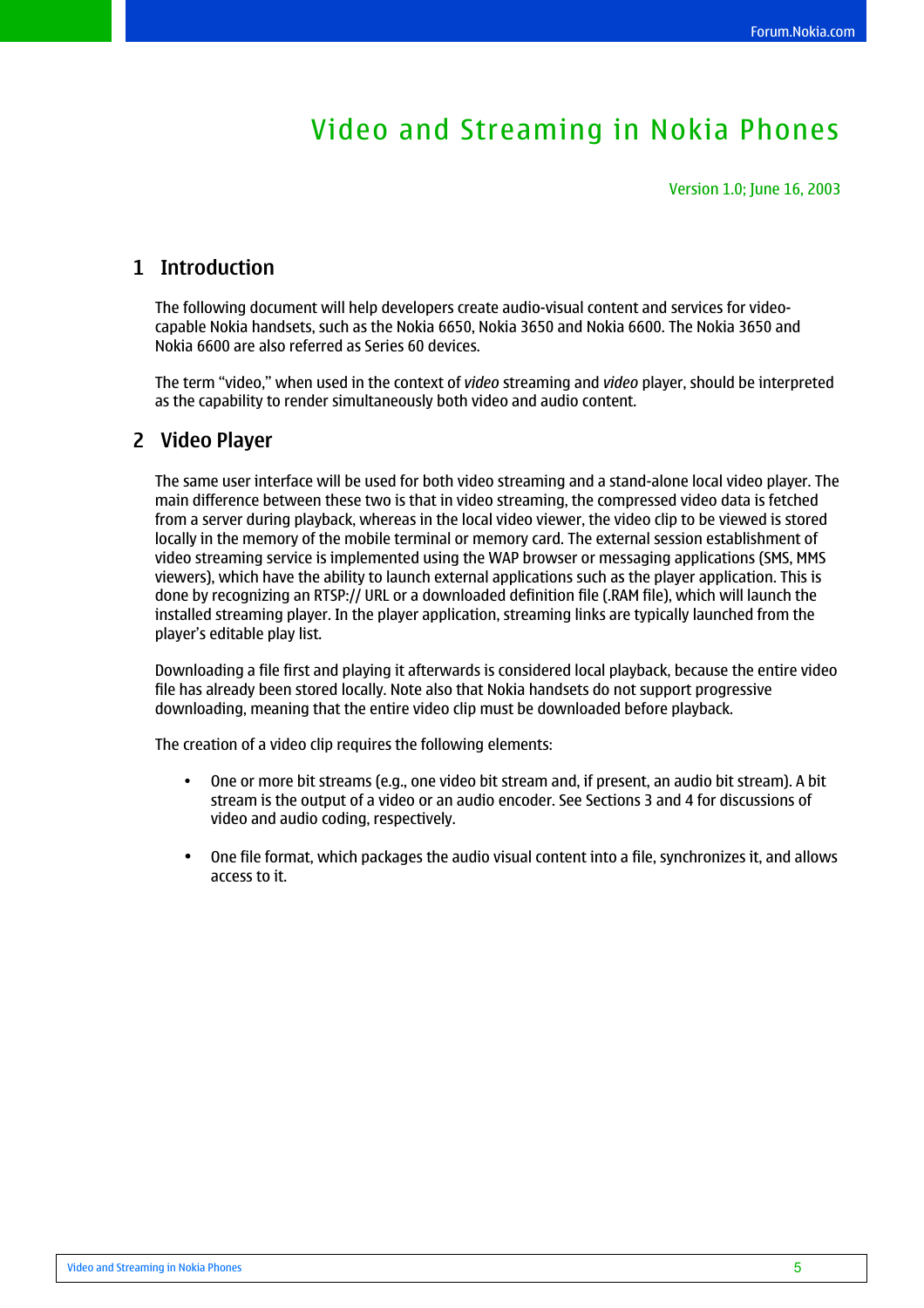# Video and Streaming in Nokia Phones

Version 1.0; June 16, 2003

## 1 Introduction

The following document will help developers create audio-visual content and services for video-capable Nokia handsets, such as the Nokia 6650, Nokia 3650 and Nokia 6600. The Nokia 3650 and Nokia 6600 are also referred as Series 60 devices.

The term “video,” when used in the context of *video* streaming and *video* player, should be interpreted as the capability to render simultaneously both video and audio content.

## 2 Video Player

The same user interface will be used for both video streaming and a stand-alone local video player. The main difference between these two is that in video streaming, the compressed video data is fetched from a server during playback, whereas in the local video viewer, the video clip to be viewed is stored locally in the memory of the mobile terminal or memory card. The external session establishment of video streaming service is implemented using the WAP browser or messaging applications (SMS, MMS viewers), which have the ability to launch external applications such as the player application. This is done by recognizing an RTSP:// URL or a downloaded definition file (.RAM file), which will launch the installed streaming player. In the player application, streaming links are typically launched from the player’s editable play list.

Downloading a file first and playing it afterwards is considered local playback, because the entire video file has already been stored locally. Note also that Nokia handsets do not support progressive downloading, meaning that the entire video clip must be downloaded before playback.

The creation of a video clip requires the following elements:

- One or more bit streams (e.g., one video bit stream and, if present, an audio bit stream). A bit stream is the output of a video or an audio encoder. See Sections 3 and 4 for discussions of video and audio coding, respectively.
- One file format, which packages the audio visual content into a file, synchronizes it, and allows access to it.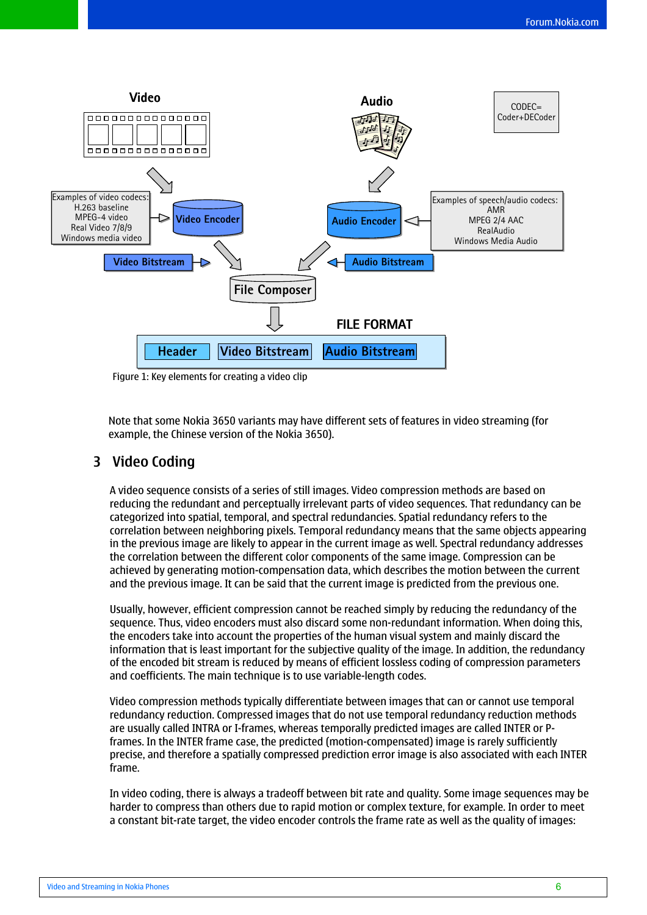Figure 1: Key elements for creating a video clip

Note that some Nokia 3650 variants may have different sets of features in video streaming (for example, the Chinese version of the Nokia 3650).

## 3 Video Coding

A video sequence consists of a series of still images. Video compression methods are based on reducing the redundant and perceptually irrelevant parts of video sequences. That redundancy can be categorized into spatial, temporal, and spectral redundancies. Spatial redundancy refers to the correlation between neighboring pixels. Temporal redundancy means that the same objects appearing in the previous image are likely to appear in the current image as well. Spectral redundancy addresses the correlation between the different color components of the same image. Compression can be achieved by generating motion-compensation data, which describes the motion between the current and the previous image. It can be said that the current image is predicted from the previous one.

Usually, however, efficient compression cannot be reached simply by reducing the redundancy of the sequence. Thus, video encoders must also discard some non-redundant information. When doing this, the encoders take into account the properties of the human visual system and mainly discard the information that is least important for the subjective quality of the image. In addition, the redundancy of the encoded bit stream is reduced by means of efficient lossless coding of compression parameters and coefficients. The main technique is to use variable-length codes.

Video compression methods typically differentiate between images that can or cannot use temporal redundancy reduction. Compressed images that do not use temporal redundancy reduction methods are usually called INTRA or I-frames, whereas temporally predicted images are called INTER or P-frames. In the INTER frame case, the predicted (motion-compensated) image is rarely sufficiently precise, and therefore a spatially compressed prediction error image is also associated with each INTER frame.

In video coding, there is always a tradeoff between bit rate and quality. Some image sequences may be harder to compress than others due to rapid motion or complex texture, for example. In order to meet a constant bit-rate target, the video encoder controls the frame rate as well as the quality of images: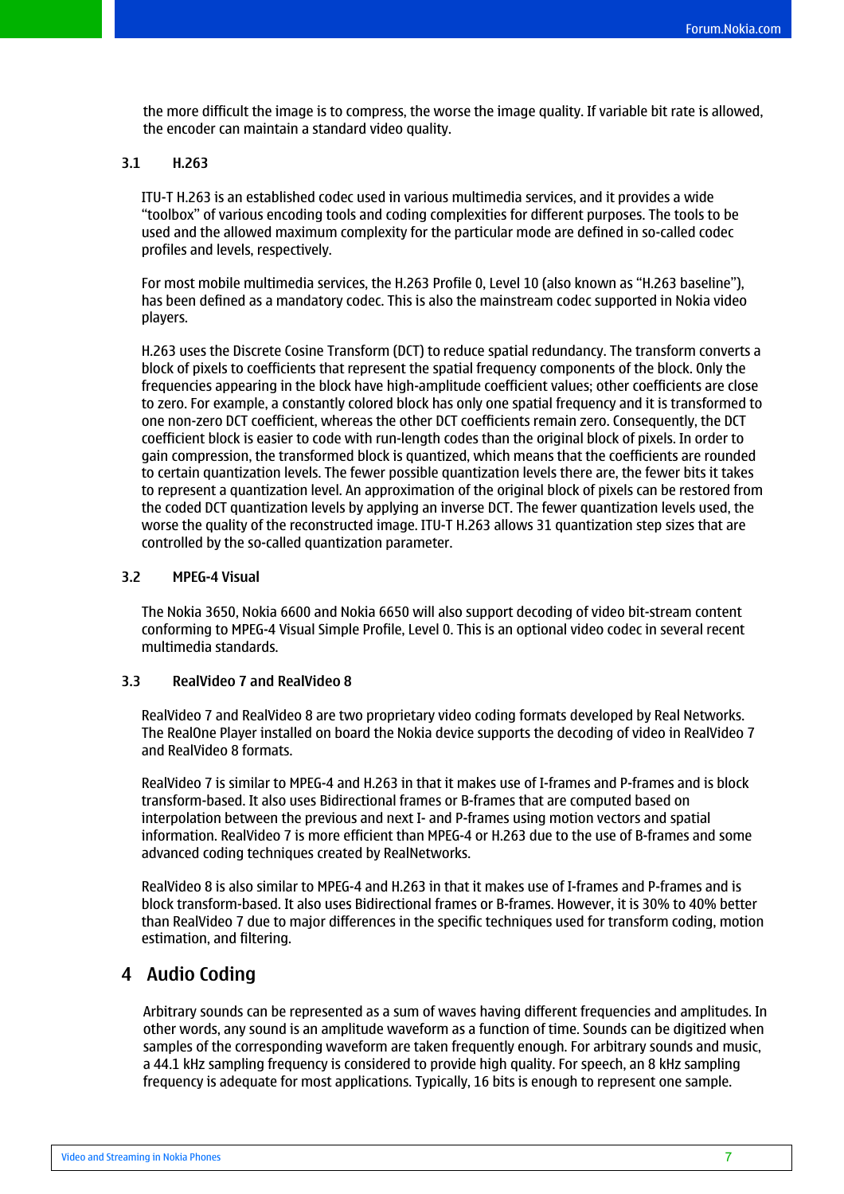the more difficult the image is to compress, the worse the image quality. If variable bit rate is allowed, the encoder can maintain a standard video quality.

### 3.1 H.263

ITU-T H.263 is an established codec used in various multimedia services, and it provides a wide "toolbox" of various encoding tools and coding complexities for different purposes. The tools to be used and the allowed maximum complexity for the particular mode are defined in so-called codec profiles and levels, respectively.

For most mobile multimedia services, the H.263 Profile 0, Level 10 (also known as "H.263 baseline"), has been defined as a mandatory codec. This is also the mainstream codec supported in Nokia video players.

H.263 uses the Discrete Cosine Transform (DCT) to reduce spatial redundancy. The transform converts a block of pixels to coefficients that represent the spatial frequency components of the block. Only the frequencies appearing in the block have high-amplitude coefficient values; other coefficients are close to zero. For example, a constantly colored block has only one spatial frequency and it is transformed to one non-zero DCT coefficient, whereas the other DCT coefficients remain zero. Consequently, the DCT coefficient block is easier to code with run-length codes than the original block of pixels. In order to gain compression, the transformed block is quantized, which means that the coefficients are rounded to certain quantization levels. The fewer possible quantization levels there are, the fewer bits it takes to represent a quantization level. An approximation of the original block of pixels can be restored from the coded DCT quantization levels by applying an inverse DCT. The fewer quantization levels used, the worse the quality of the reconstructed image. ITU-T H.263 allows 31 quantization step sizes that are controlled by the so-called quantization parameter.

### 3.2 MPEG-4 Visual

The Nokia 3650, Nokia 6600 and Nokia 6650 will also support decoding of video bit-stream content conforming to MPEG-4 Visual Simple Profile, Level 0. This is an optional video codec in several recent multimedia standards.

### 3.3 RealVideo 7 and RealVideo 8

RealVideo 7 and RealVideo 8 are two proprietary video coding formats developed by Real Networks. The RealOne Player installed on board the Nokia device supports the decoding of video in RealVideo 7 and RealVideo 8 formats.

RealVideo 7 is similar to MPEG-4 and H.263 in that it makes use of I-frames and P-frames and is block transform-based. It also uses Bidirectional frames or B-frames that are computed based on interpolation between the previous and next I- and P-frames using motion vectors and spatial information. RealVideo 7 is more efficient than MPEG-4 or H.263 due to the use of B-frames and some advanced coding techniques created by RealNetworks.

RealVideo 8 is also similar to MPEG-4 and H.263 in that it makes use of I-frames and P-frames and is block transform-based. It also uses Bidirectional frames or B-frames. However, it is 30% to 40% better than RealVideo 7 due to major differences in the specific techniques used for transform coding, motion estimation, and filtering.

## 4 Audio Coding

Arbitrary sounds can be represented as a sum of waves having different frequencies and amplitudes. In other words, any sound is an amplitude waveform as a function of time. Sounds can be digitized when samples of the corresponding waveform are taken frequently enough. For arbitrary sounds and music, a 44.1 kHz sampling frequency is considered to provide high quality. For speech, an 8 kHz sampling frequency is adequate for most applications. Typically, 16 bits is enough to represent one sample.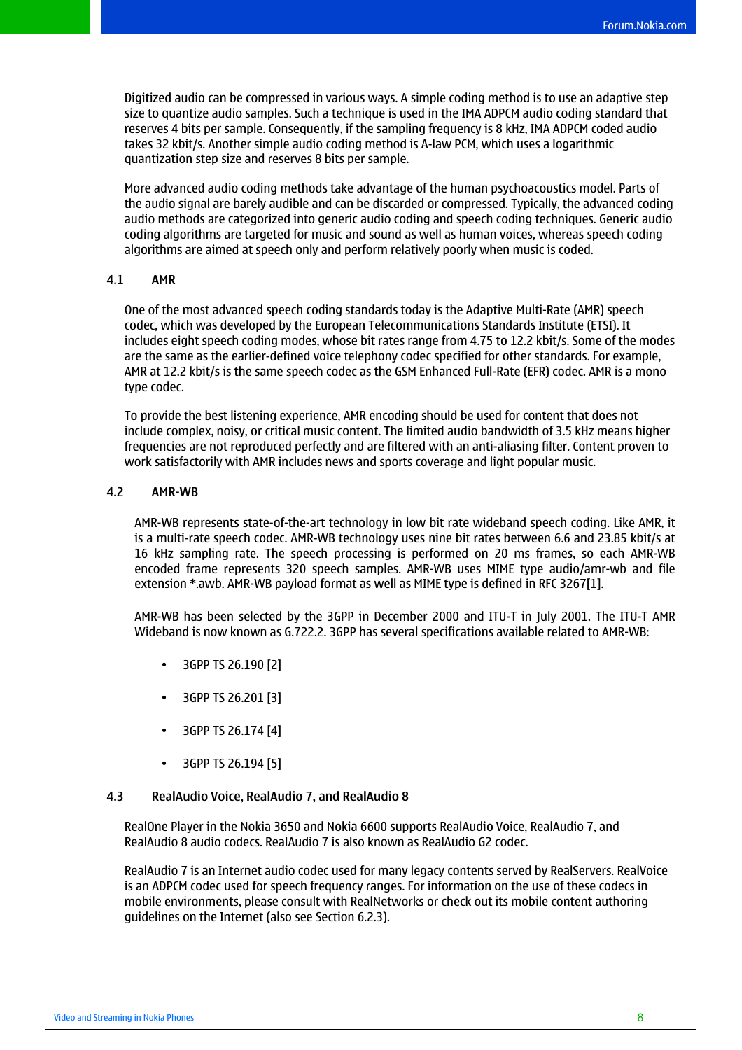Digitized audio can be compressed in various ways. A simple coding method is to use an adaptive step size to quantize audio samples. Such a technique is used in the IMA ADPCM audio coding standard that reserves 4 bits per sample. Consequently, if the sampling frequency is 8 kHz, IMA ADPCM coded audio takes 32 kbit/s. Another simple audio coding method is A-law PCM, which uses a logarithmic quantization step size and reserves 8 bits per sample.

More advanced audio coding methods take advantage of the human psychoacoustics model. Parts of the audio signal are barely audible and can be discarded or compressed. Typically, the advanced coding audio methods are categorized into generic audio coding and speech coding techniques. Generic audio coding algorithms are targeted for music and sound as well as human voices, whereas speech coding algorithms are aimed at speech only and perform relatively poorly when music is coded.

## 4.1 AMR

One of the most advanced speech coding standards today is the Adaptive Multi-Rate (AMR) speech codec, which was developed by the European Telecommunications Standards Institute (ETSI). It includes eight speech coding modes, whose bit rates range from 4.75 to 12.2 kbit/s. Some of the modes are the same as the earlier-defined voice telephony codec specified for other standards. For example, AMR at 12.2 kbit/s is the same speech codec as the GSM Enhanced Full-Rate (EFR) codec. AMR is a mono type codec.

To provide the best listening experience, AMR encoding should be used for content that does not include complex, noisy, or critical music content. The limited audio bandwidth of 3.5 kHz means higher frequencies are not reproduced perfectly and are filtered with an anti-aliasing filter. Content proven to work satisfactorily with AMR includes news and sports coverage and light popular music.

## 4.2 AMR-WB

AMR-WB represents state-of-the-art technology in low bit rate wideband speech coding. Like AMR, it is a multi-rate speech codec. AMR-WB technology uses nine bit rates between 6.6 and 23.85 kbit/s at 16 kHz sampling rate. The speech processing is performed on 20 ms frames, so each AMR-WB encoded frame represents 320 speech samples. AMR-WB uses MIME type audio/amr-wb and file extension *.awb. AMR-WB payload format as well as MIME type is defined in RFC 3267[1].

AMR-WB has been selected by the 3GPP in December 2000 and ITU-T in July 2001. The ITU-T AMR Wideband is now known as G.722.2. 3GPP has several specifications available related to AMR-WB:

- 3GPP TS 26.190 [2]
- 3GPP TS 26.201 [3]
- 3GPP TS 26.174 [4]
- 3GPP TS 26.194 [5]

## 4.3 RealAudio Voice, RealAudio 7, and RealAudio 8

RealOne Player in the Nokia 3650 and Nokia 6600 supports RealAudio Voice, RealAudio 7, and RealAudio 8 audio codecs. RealAudio 7 is also known as RealAudio G2 codec.

RealAudio 7 is an Internet audio codec used for many legacy contents served by RealServers. RealVoice is an ADPCM codec used for speech frequency ranges. For information on the use of these codecs in mobile environments, please consult with RealNetworks or check out its mobile content authoring guidelines on the Internet (also see Section 6.2.3).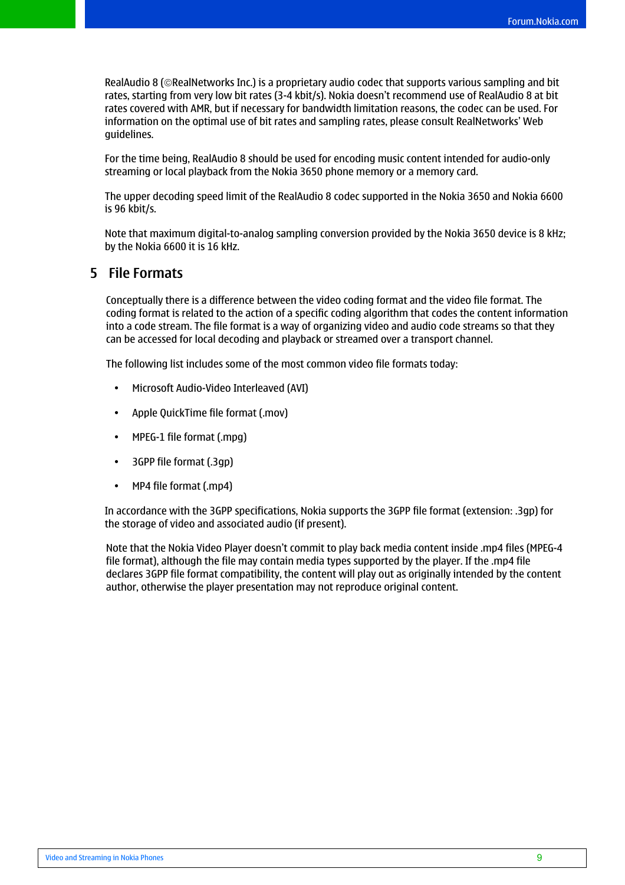RealAudio 8 (©RealNetworks Inc.) is a proprietary audio codec that supports various sampling and bit rates, starting from very low bit rates (3-4 kbit/s). Nokia doesn't recommend use of RealAudio 8 at bit rates covered with AMR, but if necessary for bandwidth limitation reasons, the codec can be used. For information on the optimal use of bit rates and sampling rates, please consult RealNetworks' Web guidelines.

For the time being, RealAudio 8 should be used for encoding music content intended for audio-only streaming or local playback from the Nokia 3650 phone memory or a memory card.

The upper decoding speed limit of the RealAudio 8 codec supported in the Nokia 3650 and Nokia 6600 is 96 kbit/s.

Note that maximum digital-to-analog sampling conversion provided by the Nokia 3650 device is 8 kHz; by the Nokia 6600 it is 16 kHz.

# 5 File Formats

Conceptually there is a difference between the video coding format and the video file format. The coding format is related to the action of a specific coding algorithm that codes the content information into a code stream. The file format is a way of organizing video and audio code streams so that they can be accessed for local decoding and playback or streamed over a transport channel.

The following list includes some of the most common video file formats today:

- Microsoft Audio-Video Interleaved (AVI)
- Apple QuickTime file format (.mov)
- MPEG-1 file format (.mpg)
- 3GPP file format (.3gp)
- MP4 file format (.mp4)

In accordance with the 3GPP specifications, Nokia supports the 3GPP file format (extension: .3gp) for the storage of video and associated audio (if present).

Note that the Nokia Video Player doesn't commit to play back media content inside .mp4 files (MPEG-4 file format), although the file may contain media types supported by the player. If the .mp4 file declares 3GPP file format compatibility, the content will play out as originally intended by the content author, otherwise the player presentation may not reproduce original content.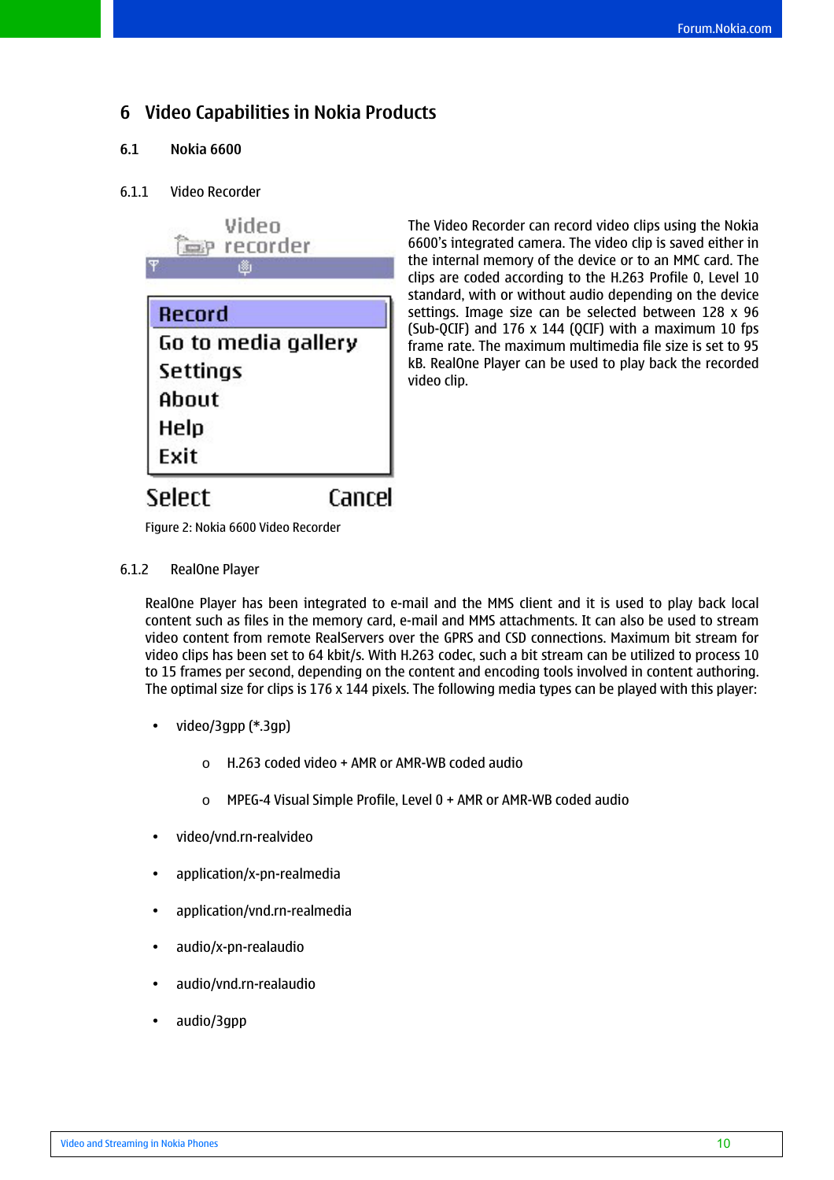# 6 Video Capabilities in Nokia Products

## 6.1 Nokia 6600

### 6.1.1 Video Recorder

The Video Recorder can record video clips using the Nokia 6600's integrated camera. The video clip is saved either in the internal memory of the device or to an MMC card. The clips are coded according to the H.263 Profile 0, Level 10 standard, with or without audio depending on the device settings. Image size can be selected between 128 x 96 (Sub-QCIF) and 176 x 144 (QCIF) with a maximum 10 fps frame rate. The maximum multimedia file size is set to 95 kB. RealOne Player can be used to play back the recorded video clip.

Figure 2: Nokia 6600 Video Recorder

### 6.1.2 RealOne Player

RealOne Player has been integrated to e-mail and the MMS client and it is used to play back local content such as files in the memory card, e-mail and MMS attachments. It can also be used to stream video content from remote RealServers over the GPRS and CSD connections. Maximum bit stream for video clips has been set to 64 kbit/s. With H.263 codec, such a bit stream can be utilized to process 10 to 15 frames per second, depending on the content and encoding tools involved in content authoring. The optimal size for clips is 176 x 144 pixels. The following media types can be played with this player:

- video/3gpp (*.3gp)
  - H.263 coded video + AMR or AMR-WB coded audio
  - MPEG-4 Visual Simple Profile, Level 0 + AMR or AMR-WB coded audio
- video/vnd.rn-realvideo
- application/x-pn-realmedia
- application/vnd.rn-realmedia
- audio/x-pn-realaudio
- audio/vnd.rn-realaudio
- audio/3gpp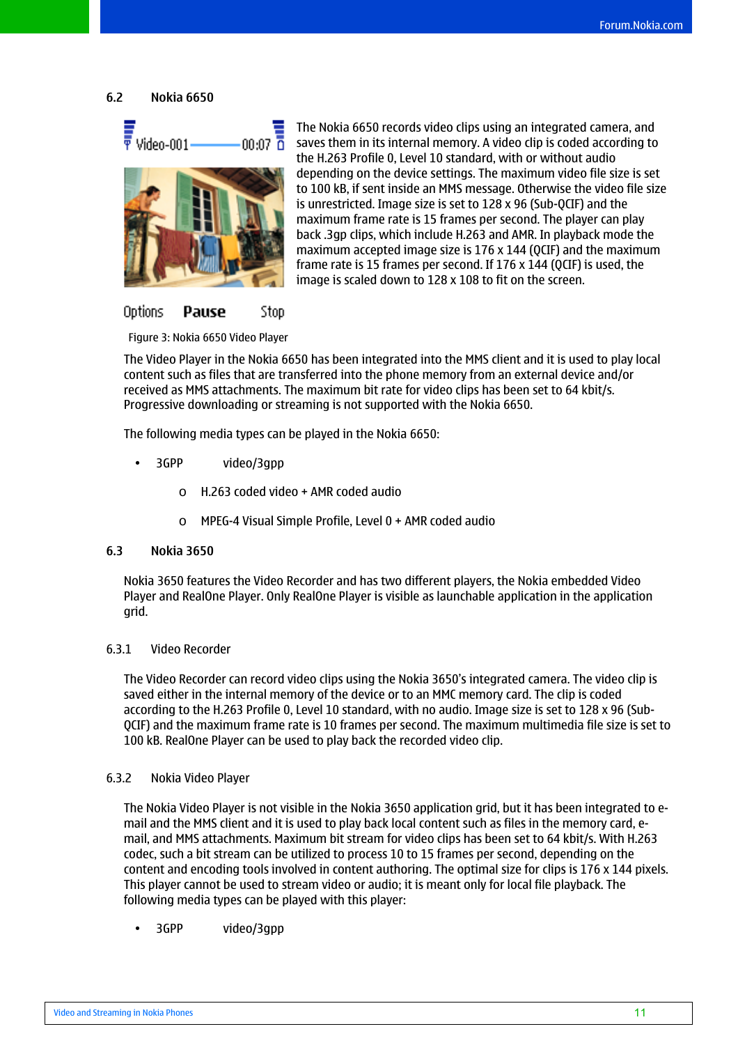## 6.2 Nokia 6650

The Nokia 6650 records video clips using an integrated camera, and saves them in its internal memory. A video clip is coded according to the H.263 Profile 0, Level 10 standard, with or without audio depending on the device settings. The maximum video file size is set to 100 kB, if sent inside an MMS message. Otherwise the video file size is unrestricted. Image size is set to 128 x 96 (Sub-QCIF) and the maximum frame rate is 15 frames per second. The player can play back .3gp clips, which include H.263 and AMR. In playback mode the maximum accepted image size is 176 x 144 (QCIF) and the maximum frame rate is 15 frames per second. If 176 x 144 (QCIF) is used, the image is scaled down to 128 x 108 to fit on the screen.

Figure 3: Nokia 6650 Video Player

The Video Player in the Nokia 6650 has been integrated into the MMS client and it is used to play local content such as files that are transferred into the phone memory from an external device and/or received as MMS attachments. The maximum bit rate for video clips has been set to 64 kbit/s. Progressive downloading or streaming is not supported with the Nokia 6650.

The following media types can be played in the Nokia 6650:

- 3GPP video/3gpp
  - H.263 coded video + AMR coded audio
  - MPEG-4 Visual Simple Profile, Level 0 + AMR coded audio

## 6.3 Nokia 3650

Nokia 3650 features the Video Recorder and has two different players, the Nokia embedded Video Player and RealOne Player. Only RealOne Player is visible as launchable application in the application grid.

### 6.3.1 Video Recorder

The Video Recorder can record video clips using the Nokia 3650's integrated camera. The video clip is saved either in the internal memory of the device or to an MMC memory card. The clip is coded according to the H.263 Profile 0, Level 10 standard, with no audio. Image size is set to 128 x 96 (Sub-QCIF) and the maximum frame rate is 10 frames per second. The maximum multimedia file size is set to 100 kB. RealOne Player can be used to play back the recorded video clip.

### 6.3.2 Nokia Video Player

The Nokia Video Player is not visible in the Nokia 3650 application grid, but it has been integrated to e-mail and the MMS client and it is used to play back local content such as files in the memory card, e-mail, and MMS attachments. Maximum bit stream for video clips has been set to 64 kbit/s. With H.263 codec, such a bit stream can be utilized to process 10 to 15 frames per second, depending on the content and encoding tools involved in content authoring. The optimal size for clips is 176 x 144 pixels. This player cannot be used to stream video or audio; it is meant only for local file playback. The following media types can be played with this player:

- 3GPP video/3gpp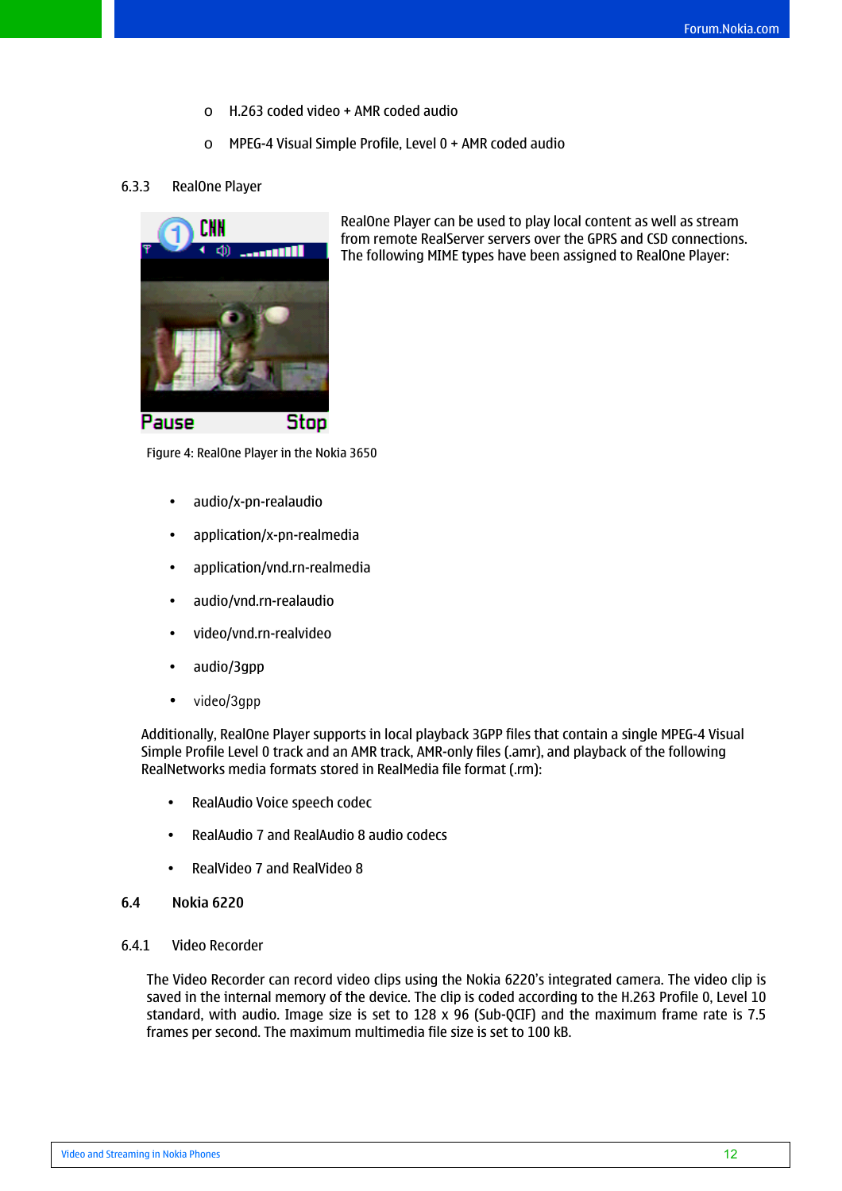- H.263 coded video + AMR coded audio
- MPEG-4 Visual Simple Profile, Level 0 + AMR coded audio

### 6.3.3 RealOne Player

RealOne Player can be used to play local content as well as stream from remote RealServer servers over the GPRS and CSD connections. The following MIME types have been assigned to RealOne Player:

Figure 4: RealOne Player in the Nokia 3650

- audio/x-pn-realaudio
- application/x-pn-realmedia
- application/vnd.rn-realmedia
- audio/vnd.rn-realaudio
- video/vnd.rn-realvideo
- audio/3gpp
- video/3gpp

Additionally, RealOne Player supports in local playback 3GPP files that contain a single MPEG-4 Visual Simple Profile Level 0 track and an AMR track, AMR-only files (.amr), and playback of the following RealNetworks media formats stored in RealMedia file format (.rm):

- RealAudio Voice speech codec
- RealAudio 7 and RealAudio 8 audio codecs
- RealVideo 7 and RealVideo 8

## 6.4 Nokia 6220

### 6.4.1 Video Recorder

The Video Recorder can record video clips using the Nokia 6220's integrated camera. The video clip is saved in the internal memory of the device. The clip is coded according to the H.263 Profile 0, Level 10 standard, with audio. Image size is set to 128 x 96 (Sub-QCIF) and the maximum frame rate is 7.5 frames per second. The maximum multimedia file size is set to 100 kB.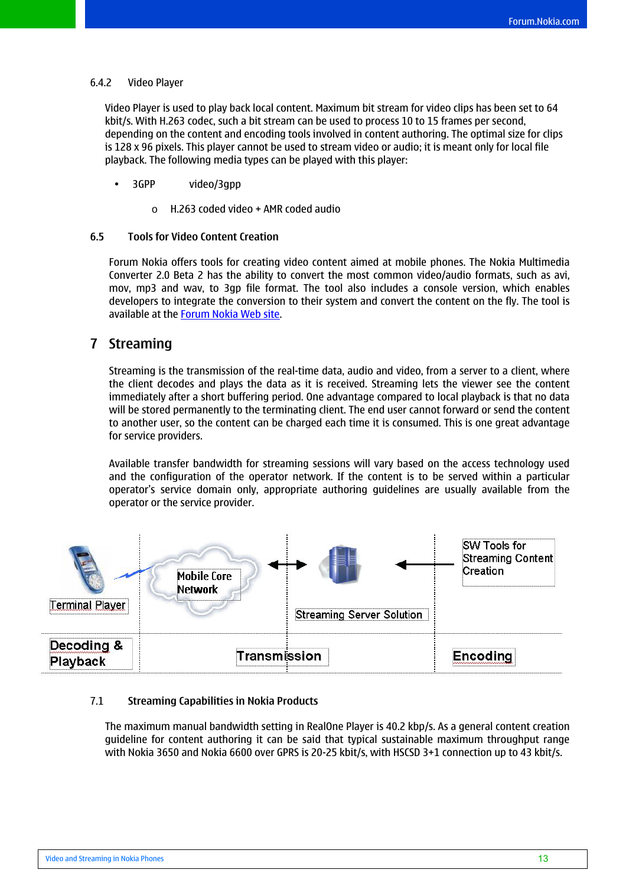### 6.4.2 Video Player

Video Player is used to play back local content. Maximum bit stream for video clips has been set to 64 kbit/s. With H.263 codec, such a bit stream can be used to process 10 to 15 frames per second, depending on the content and encoding tools involved in content authoring. The optimal size for clips is 128 x 96 pixels. This player cannot be used to stream video or audio; it is meant only for local file playback. The following media types can be played with this player:

- 3GPP video/3gpp
  - H.263 coded video + AMR coded audio

### 6.5 Tools for Video Content Creation

Forum Nokia offers tools for creating video content aimed at mobile phones. The Nokia Multimedia Converter 2.0 Beta 2 has the ability to convert the most common video/audio formats, such as avi, mov, mp3 and wav, to 3gp file format. The tool also includes a console version, which enables developers to integrate the conversion to their system and convert the content on the fly. The tool is available at the Forum Nokia Web site.

# 7 Streaming

Streaming is the transmission of the real-time data, audio and video, from a server to a client, where the client decodes and plays the data as it is received. Streaming lets the viewer see the content immediately after a short buffering period. One advantage compared to local playback is that no data will be stored permanently to the terminating client. The end user cannot forward or send the content to another user, so the content can be charged each time it is consumed. This is one great advantage for service providers.

Available transfer bandwidth for streaming sessions will vary based on the access technology used and the configuration of the operator network. If the content is to be served within a particular operator's service domain only, appropriate authoring guidelines are usually available from the operator or the service provider.

Terminal Player | Mobile Core Network | Streaming Server Solution | SW Tools for Streaming Content Creation

Decoding & Playback | Transmission | Encoding

### 7.1 Streaming Capabilities in Nokia Products

The maximum manual bandwidth setting in RealOne Player is 40.2 kbp/s. As a general content creation guideline for content authoring it can be said that typical sustainable maximum throughput range with Nokia 3650 and Nokia 6600 over GPRS is 20-25 kbit/s, with HSCSD 3+1 connection up to 43 kbit/s.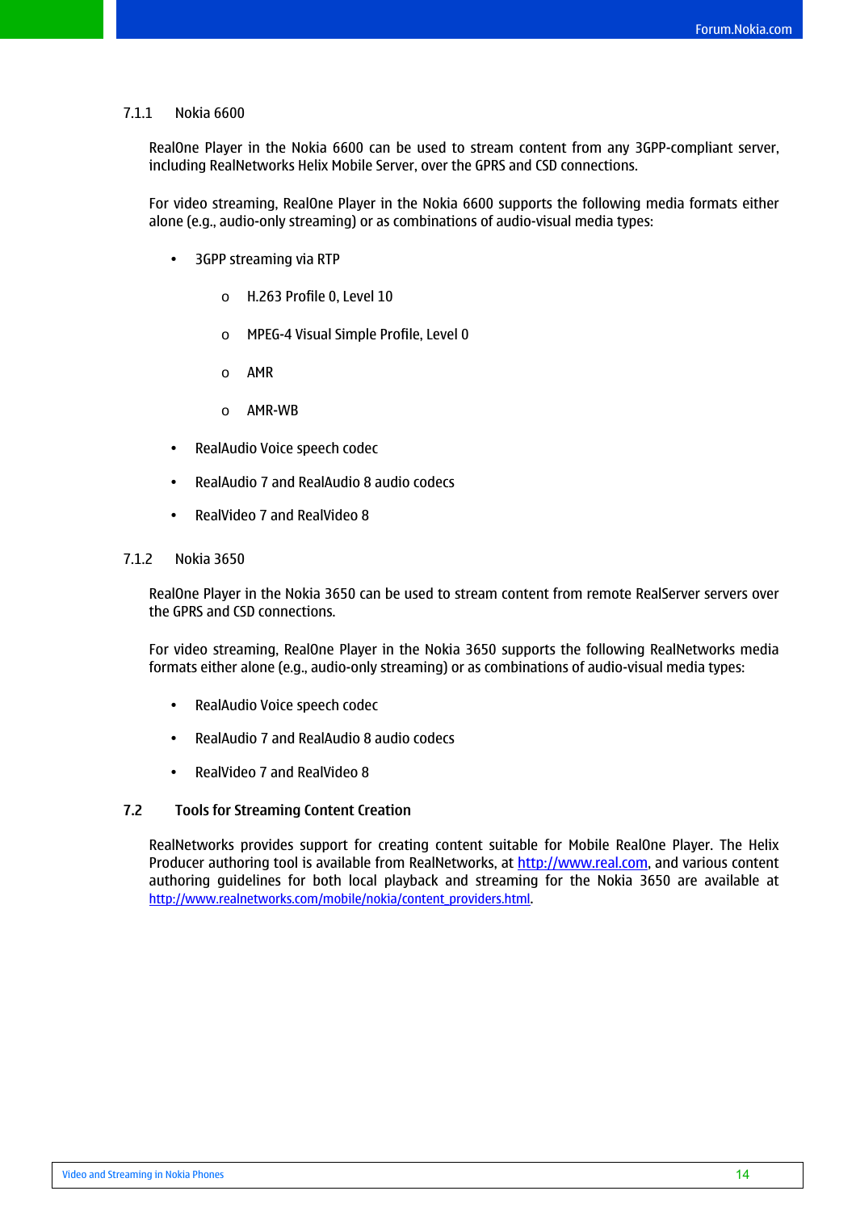### 7.1.1 Nokia 6600

RealOne Player in the Nokia 6600 can be used to stream content from any 3GPP-compliant server, including RealNetworks Helix Mobile Server, over the GPRS and CSD connections.

For video streaming, RealOne Player in the Nokia 6600 supports the following media formats either alone (e.g., audio-only streaming) or as combinations of audio-visual media types:

- 3GPP streaming via RTP
  - H.263 Profile 0, Level 10
  - MPEG-4 Visual Simple Profile, Level 0
  - AMR
  - AMR-WB
- RealAudio Voice speech codec
- RealAudio 7 and RealAudio 8 audio codecs
- RealVideo 7 and RealVideo 8

### 7.1.2 Nokia 3650

RealOne Player in the Nokia 3650 can be used to stream content from remote RealServer servers over the GPRS and CSD connections.

For video streaming, RealOne Player in the Nokia 3650 supports the following RealNetworks media formats either alone (e.g., audio-only streaming) or as combinations of audio-visual media types:

- RealAudio Voice speech codec
- RealAudio 7 and RealAudio 8 audio codecs
- RealVideo 7 and RealVideo 8

## 7.2 Tools for Streaming Content Creation

RealNetworks provides support for creating content suitable for Mobile RealOne Player. The Helix Producer authoring tool is available from RealNetworks, at http://www.real.com, and various content authoring guidelines for both local playback and streaming for the Nokia 3650 are available at http://www.realnetworks.com/mobile/nokia/content_providers.html.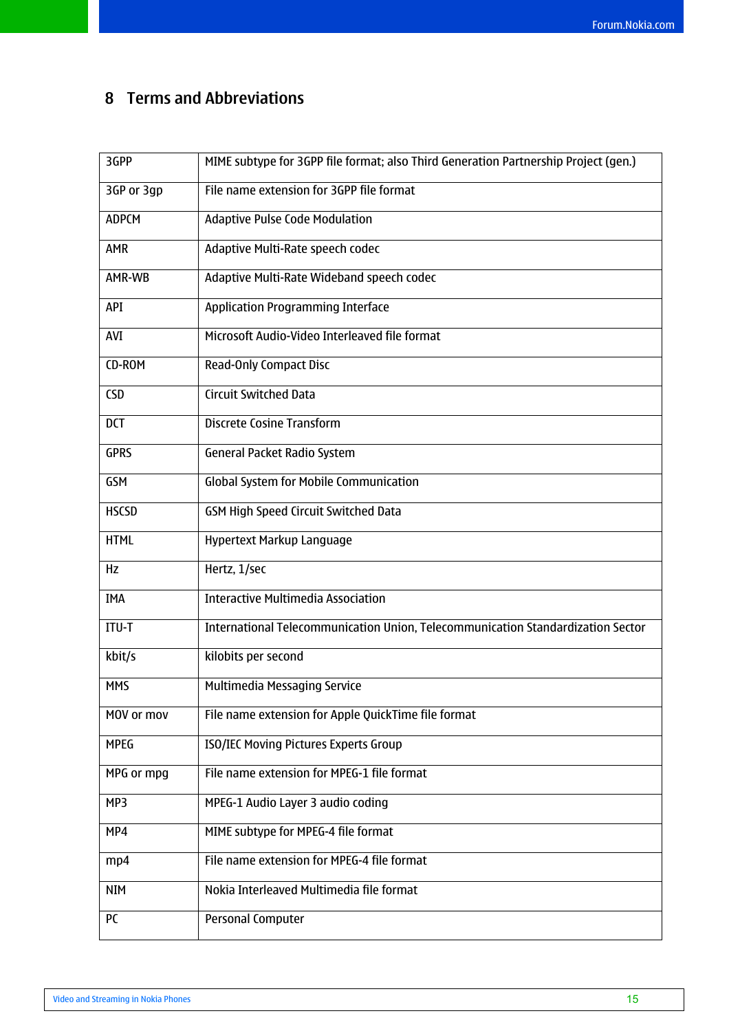# 8 Terms and Abbreviations

| | |
|---|---|
| 3GPP | MIME subtype for 3GPP file format; also Third Generation Partnership Project (gen.) |
| 3GP or 3gp | File name extension for 3GPP file format |
| ADPCM | Adaptive Pulse Code Modulation |
| AMR | Adaptive Multi-Rate speech codec |
| AMR-WB | Adaptive Multi-Rate Wideband speech codec |
| API | Application Programming Interface |
| AVI | Microsoft Audio-Video Interleaved file format |
| CD-ROM | Read-Only Compact Disc |
| CSD | Circuit Switched Data |
| DCT | Discrete Cosine Transform |
| GPRS | General Packet Radio System |
| GSM | Global System for Mobile Communication |
| HSCSD | GSM High Speed Circuit Switched Data |
| HTML | Hypertext Markup Language |
| Hz | Hertz, 1/sec |
| IMA | Interactive Multimedia Association |
| ITU-T | International Telecommunication Union, Telecommunication Standardization Sector |
| kbit/s | kilobits per second |
| MMS | Multimedia Messaging Service |
| MOV or mov | File name extension for Apple QuickTime file format |
| MPEG | ISO/IEC Moving Pictures Experts Group |
| MPG or mpg | File name extension for MPEG-1 file format |
| MP3 | MPEG-1 Audio Layer 3 audio coding |
| MP4 | MIME subtype for MPEG-4 file format |
| mp4 | File name extension for MPEG-4 file format |
| NIM | Nokia Interleaved Multimedia file format |
| PC | Personal Computer |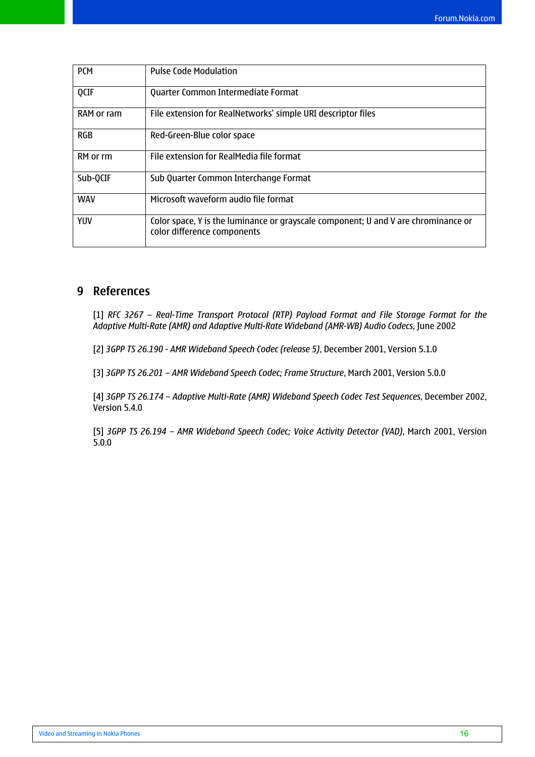| PCM | Pulse Code Modulation |
|---|---|
| QCIF | Quarter Common Intermediate Format |
| RAM or ram | File extension for RealNetworks' simple URI descriptor files |
| RGB | Red-Green-Blue color space |
| RM or rm | File extension for RealMedia file format |
| Sub-QCIF | Sub Quarter Common Interchange Format |
| WAV | Microsoft waveform audio file format |
| YUV | Color space, Y is the luminance or grayscale component; U and V are chrominance or color difference components |

# 9 References

[1] *RFC 3267 – Real-Time Transport Protocol (RTP) Payload Format and File Storage Format for the Adaptive Multi-Rate (AMR) and Adaptive Multi-Rate Wideband (AMR-WB) Audio Codecs*, June 2002

[2] *3GPP TS 26.190 - AMR Wideband Speech Codec (release 5)*, December 2001, Version 5.1.0

[3] *3GPP TS 26.201 – AMR Wideband Speech Codec; Frame Structure*, March 2001, Version 5.0.0

[4] *3GPP TS 26.174 – Adaptive Multi-Rate (AMR) Wideband Speech Codec Test Sequences*, December 2002, Version 5.4.0

[5] *3GPP TS 26.194 – AMR Wideband Speech Codec; Voice Activity Detector (VAD)*, March 2001, Version 5.0.0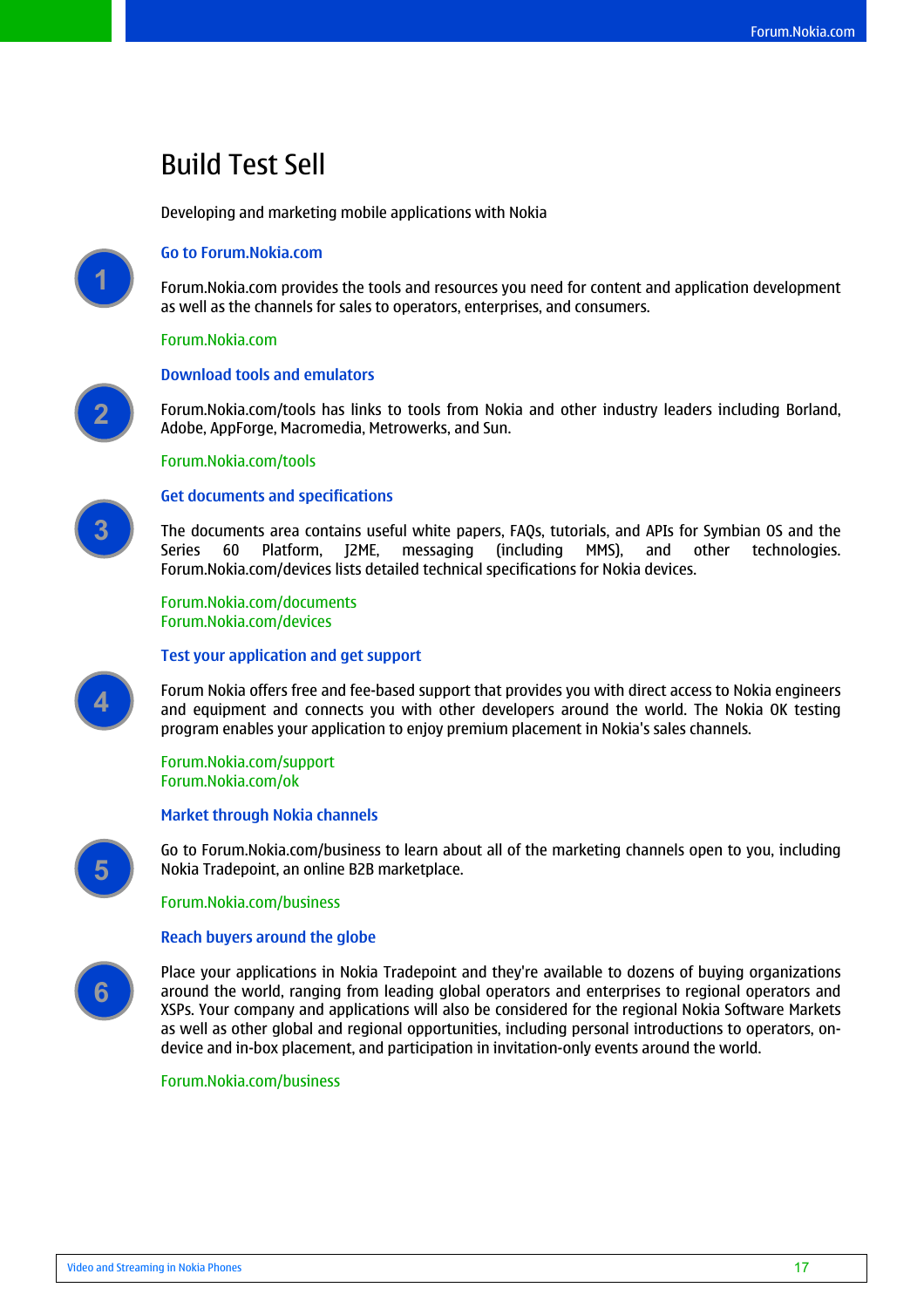# Build Test Sell

Developing and marketing mobile applications with Nokia

## 1. Go to Forum.Nokia.com

Forum.Nokia.com provides the tools and resources you need for content and application development as well as the channels for sales to operators, enterprises, and consumers.

Forum.Nokia.com

## 2. Download tools and emulators

Forum.Nokia.com/tools has links to tools from Nokia and other industry leaders including Borland, Adobe, AppForge, Macromedia, Metrowerks, and Sun.

Forum.Nokia.com/tools

## 3. Get documents and specifications

The documents area contains useful white papers, FAQs, tutorials, and APIs for Symbian OS and the Series 60 Platform, J2ME, messaging (including MMS), and other technologies. Forum.Nokia.com/devices lists detailed technical specifications for Nokia devices.

Forum.Nokia.com/documents
Forum.Nokia.com/devices

## 4. Test your application and get support

Forum Nokia offers free and fee-based support that provides you with direct access to Nokia engineers and equipment and connects you with other developers around the world. The Nokia OK testing program enables your application to enjoy premium placement in Nokia's sales channels.

Forum.Nokia.com/support
Forum.Nokia.com/ok

## 5. Market through Nokia channels

Go to Forum.Nokia.com/business to learn about all of the marketing channels open to you, including Nokia Tradepoint, an online B2B marketplace.

Forum.Nokia.com/business

## 6. Reach buyers around the globe

Place your applications in Nokia Tradepoint and they're available to dozens of buying organizations around the world, ranging from leading global operators and enterprises to regional operators and XSPs. Your company and applications will also be considered for the regional Nokia Software Markets as well as other global and regional opportunities, including personal introductions to operators, on-device and in-box placement, and participation in invitation-only events around the world.

Forum.Nokia.com/business